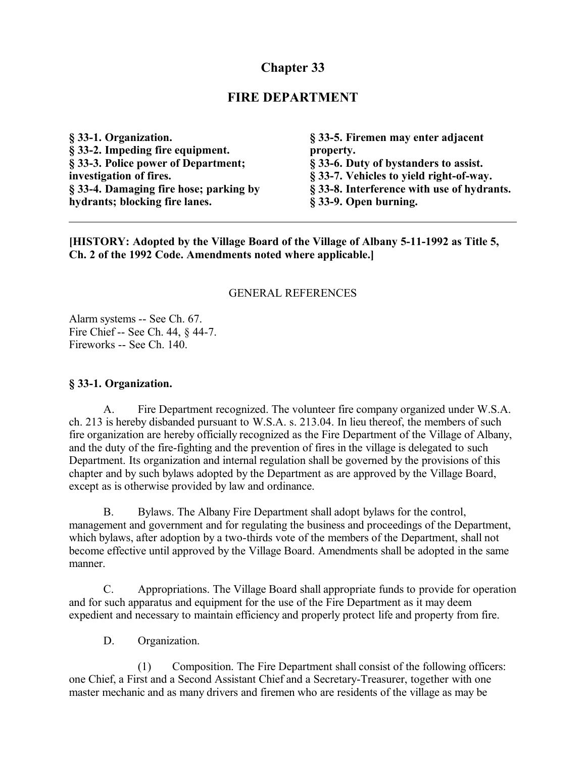# Chapter 33

## FIRE DEPARTMENT

**§ 33-1. Organization.**
**§ 33-2. Impeding fire equipment.**
**§ 33-3. Police power of Department; investigation of fires.**
**§ 33-4. Damaging fire hose; parking by hydrants; blocking fire lanes.**
**§ 33-5. Firemen may enter adjacent property.**
**§ 33-6. Duty of bystanders to assist.**
**§ 33-7. Vehicles to yield right-of-way.**
**§ 33-8. Interference with use of hydrants.**
**§ 33-9. Open burning.**

---

**[HISTORY: Adopted by the Village Board of the Village of Albany 5-11-1992 as Title 5, Ch. 2 of the 1992 Code. Amendments noted where applicable.]**

GENERAL REFERENCES

Alarm systems -- See Ch. 67.
Fire Chief -- See Ch. 44, § 44-7.
Fireworks -- See Ch. 140.

### § 33-1. Organization.

A. Fire Department recognized. The volunteer fire company organized under W.S.A. ch. 213 is hereby disbanded pursuant to W.S.A. s. 213.04. In lieu thereof, the members of such fire organization are hereby officially recognized as the Fire Department of the Village of Albany, and the duty of the fire-fighting and the prevention of fires in the village is delegated to such Department. Its organization and internal regulation shall be governed by the provisions of this chapter and by such bylaws adopted by the Department as are approved by the Village Board, except as is otherwise provided by law and ordinance.

B. Bylaws. The Albany Fire Department shall adopt bylaws for the control, management and government and for regulating the business and proceedings of the Department, which bylaws, after adoption by a two-thirds vote of the members of the Department, shall not become effective until approved by the Village Board. Amendments shall be adopted in the same manner.

C. Appropriations. The Village Board shall appropriate funds to provide for operation and for such apparatus and equipment for the use of the Fire Department as it may deem expedient and necessary to maintain efficiency and properly protect life and property from fire.

D. Organization.

(1) Composition. The Fire Department shall consist of the following officers: one Chief, a First and a Second Assistant Chief and a Secretary-Treasurer, together with one master mechanic and as many drivers and firemen who are residents of the village as may be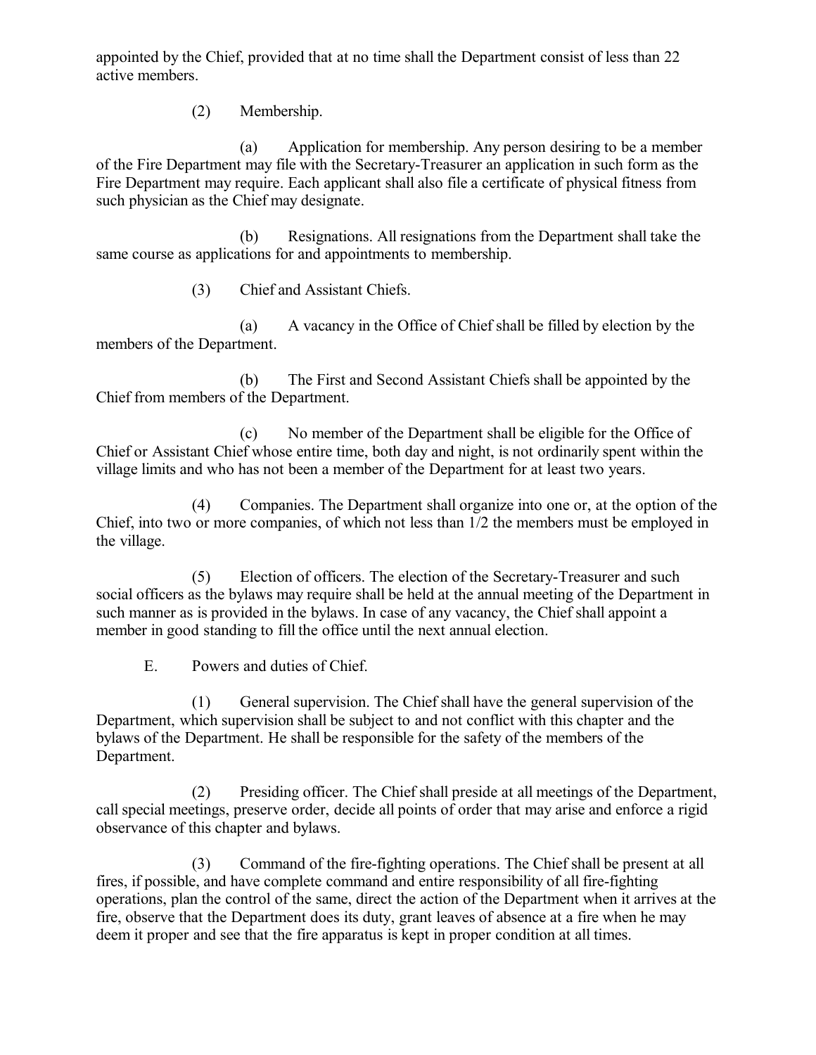appointed by the Chief, provided that at no time shall the Department consist of less than 22 active members.

(2) Membership.

(a) Application for membership. Any person desiring to be a member of the Fire Department may file with the Secretary-Treasurer an application in such form as the Fire Department may require. Each applicant shall also file a certificate of physical fitness from such physician as the Chief may designate.

(b) Resignations. All resignations from the Department shall take the same course as applications for and appointments to membership.

(3) Chief and Assistant Chiefs.

(a) A vacancy in the Office of Chief shall be filled by election by the members of the Department.

(b) The First and Second Assistant Chiefs shall be appointed by the Chief from members of the Department.

(c) No member of the Department shall be eligible for the Office of Chief or Assistant Chief whose entire time, both day and night, is not ordinarily spent within the village limits and who has not been a member of the Department for at least two years.

(4) Companies. The Department shall organize into one or, at the option of the Chief, into two or more companies, of which not less than 1/2 the members must be employed in the village.

(5) Election of officers. The election of the Secretary-Treasurer and such social officers as the bylaws may require shall be held at the annual meeting of the Department in such manner as is provided in the bylaws. In case of any vacancy, the Chief shall appoint a member in good standing to fill the office until the next annual election.

E. Powers and duties of Chief.

(1) General supervision. The Chief shall have the general supervision of the Department, which supervision shall be subject to and not conflict with this chapter and the bylaws of the Department. He shall be responsible for the safety of the members of the Department.

(2) Presiding officer. The Chief shall preside at all meetings of the Department, call special meetings, preserve order, decide all points of order that may arise and enforce a rigid observance of this chapter and bylaws.

(3) Command of the fire-fighting operations. The Chief shall be present at all fires, if possible, and have complete command and entire responsibility of all fire-fighting operations, plan the control of the same, direct the action of the Department when it arrives at the fire, observe that the Department does its duty, grant leaves of absence at a fire when he may deem it proper and see that the fire apparatus is kept in proper condition at all times.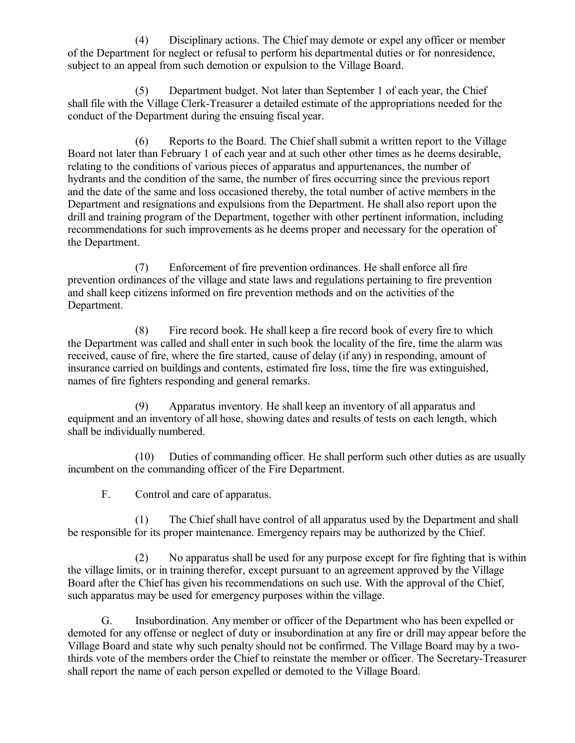(4) Disciplinary actions. The Chief may demote or expel any officer or member of the Department for neglect or refusal to perform his departmental duties or for nonresidence, subject to an appeal from such demotion or expulsion to the Village Board.

(5) Department budget. Not later than September 1 of each year, the Chief shall file with the Village Clerk-Treasurer a detailed estimate of the appropriations needed for the conduct of the Department during the ensuing fiscal year.

(6) Reports to the Board. The Chief shall submit a written report to the Village Board not later than February 1 of each year and at such other other times as he deems desirable, relating to the conditions of various pieces of apparatus and appurtenances, the number of hydrants and the condition of the same, the number of fires occurring since the previous report and the date of the same and loss occasioned thereby, the total number of active members in the Department and resignations and expulsions from the Department. He shall also report upon the drill and training program of the Department, together with other pertinent information, including recommendations for such improvements as he deems proper and necessary for the operation of the Department.

(7) Enforcement of fire prevention ordinances. He shall enforce all fire prevention ordinances of the village and state laws and regulations pertaining to fire prevention and shall keep citizens informed on fire prevention methods and on the activities of the Department.

(8) Fire record book. He shall keep a fire record book of every fire to which the Department was called and shall enter in such book the locality of the fire, time the alarm was received, cause of fire, where the fire started, cause of delay (if any) in responding, amount of insurance carried on buildings and contents, estimated fire loss, time the fire was extinguished, names of fire fighters responding and general remarks.

(9) Apparatus inventory. He shall keep an inventory of all apparatus and equipment and an inventory of all hose, showing dates and results of tests on each length, which shall be individually numbered.

(10) Duties of commanding officer. He shall perform such other duties as are usually incumbent on the commanding officer of the Fire Department.

F. Control and care of apparatus.

(1) The Chief shall have control of all apparatus used by the Department and shall be responsible for its proper maintenance. Emergency repairs may be authorized by the Chief.

(2) No apparatus shall be used for any purpose except for fire fighting that is within the village limits, or in training therefor, except pursuant to an agreement approved by the Village Board after the Chief has given his recommendations on such use. With the approval of the Chief, such apparatus may be used for emergency purposes within the village.

G. Insubordination. Any member or officer of the Department who has been expelled or demoted for any offense or neglect of duty or insubordination at any fire or drill may appear before the Village Board and state why such penalty should not be confirmed. The Village Board may by a two-thirds vote of the members order the Chief to reinstate the member or officer. The Secretary-Treasurer shall report the name of each person expelled or demoted to the Village Board.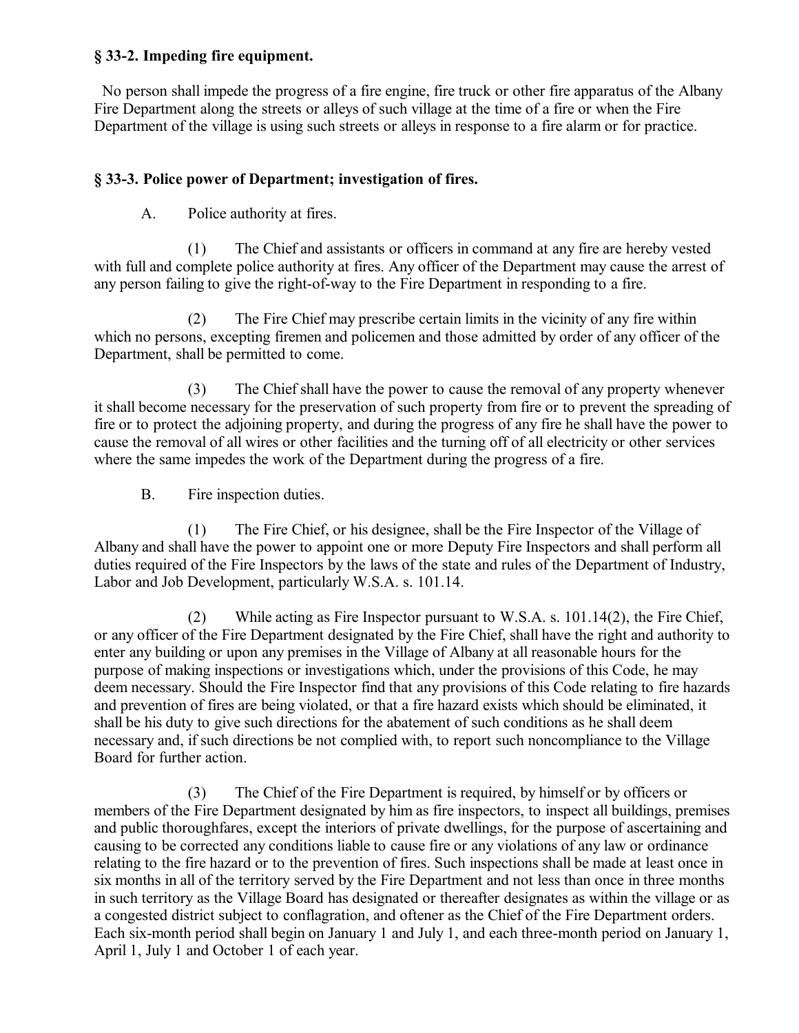**§ 33-2. Impeding fire equipment.**

No person shall impede the progress of a fire engine, fire truck or other fire apparatus of the Albany Fire Department along the streets or alleys of such village at the time of a fire or when the Fire Department of the village is using such streets or alleys in response to a fire alarm or for practice.

**§ 33-3. Police power of Department; investigation of fires.**

A. Police authority at fires.

(1) The Chief and assistants or officers in command at any fire are hereby vested with full and complete police authority at fires. Any officer of the Department may cause the arrest of any person failing to give the right-of-way to the Fire Department in responding to a fire.

(2) The Fire Chief may prescribe certain limits in the vicinity of any fire within which no persons, excepting firemen and policemen and those admitted by order of any officer of the Department, shall be permitted to come.

(3) The Chief shall have the power to cause the removal of any property whenever it shall become necessary for the preservation of such property from fire or to prevent the spreading of fire or to protect the adjoining property, and during the progress of any fire he shall have the power to cause the removal of all wires or other facilities and the turning off of all electricity or other services where the same impedes the work of the Department during the progress of a fire.

B. Fire inspection duties.

(1) The Fire Chief, or his designee, shall be the Fire Inspector of the Village of Albany and shall have the power to appoint one or more Deputy Fire Inspectors and shall perform all duties required of the Fire Inspectors by the laws of the state and rules of the Department of Industry, Labor and Job Development, particularly W.S.A. s. 101.14.

(2) While acting as Fire Inspector pursuant to W.S.A. s. 101.14(2), the Fire Chief, or any officer of the Fire Department designated by the Fire Chief, shall have the right and authority to enter any building or upon any premises in the Village of Albany at all reasonable hours for the purpose of making inspections or investigations which, under the provisions of this Code, he may deem necessary. Should the Fire Inspector find that any provisions of this Code relating to fire hazards and prevention of fires are being violated, or that a fire hazard exists which should be eliminated, it shall be his duty to give such directions for the abatement of such conditions as he shall deem necessary and, if such directions be not complied with, to report such noncompliance to the Village Board for further action.

(3) The Chief of the Fire Department is required, by himself or by officers or members of the Fire Department designated by him as fire inspectors, to inspect all buildings, premises and public thoroughfares, except the interiors of private dwellings, for the purpose of ascertaining and causing to be corrected any conditions liable to cause fire or any violations of any law or ordinance relating to the fire hazard or to the prevention of fires. Such inspections shall be made at least once in six months in all of the territory served by the Fire Department and not less than once in three months in such territory as the Village Board has designated or thereafter designates as within the village or as a congested district subject to conflagration, and oftener as the Chief of the Fire Department orders. Each six-month period shall begin on January 1 and July 1, and each three-month period on January 1, April 1, July 1 and October 1 of each year.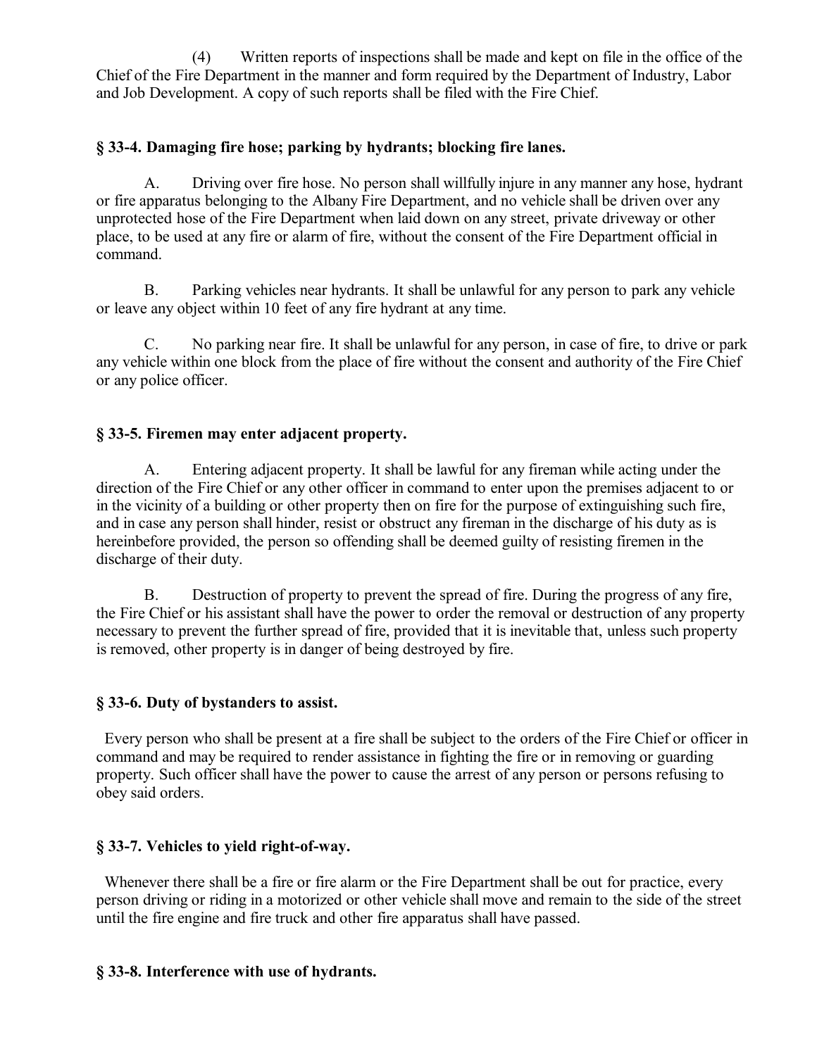(4) Written reports of inspections shall be made and kept on file in the office of the Chief of the Fire Department in the manner and form required by the Department of Industry, Labor and Job Development. A copy of such reports shall be filed with the Fire Chief.

### § 33-4. Damaging fire hose; parking by hydrants; blocking fire lanes.

A. Driving over fire hose. No person shall willfully injure in any manner any hose, hydrant or fire apparatus belonging to the Albany Fire Department, and no vehicle shall be driven over any unprotected hose of the Fire Department when laid down on any street, private driveway or other place, to be used at any fire or alarm of fire, without the consent of the Fire Department official in command.

B. Parking vehicles near hydrants. It shall be unlawful for any person to park any vehicle or leave any object within 10 feet of any fire hydrant at any time.

C. No parking near fire. It shall be unlawful for any person, in case of fire, to drive or park any vehicle within one block from the place of fire without the consent and authority of the Fire Chief or any police officer.

### § 33-5. Firemen may enter adjacent property.

A. Entering adjacent property. It shall be lawful for any fireman while acting under the direction of the Fire Chief or any other officer in command to enter upon the premises adjacent to or in the vicinity of a building or other property then on fire for the purpose of extinguishing such fire, and in case any person shall hinder, resist or obstruct any fireman in the discharge of his duty as is hereinbefore provided, the person so offending shall be deemed guilty of resisting firemen in the discharge of their duty.

B. Destruction of property to prevent the spread of fire. During the progress of any fire, the Fire Chief or his assistant shall have the power to order the removal or destruction of any property necessary to prevent the further spread of fire, provided that it is inevitable that, unless such property is removed, other property is in danger of being destroyed by fire.

### § 33-6. Duty of bystanders to assist.

Every person who shall be present at a fire shall be subject to the orders of the Fire Chief or officer in command and may be required to render assistance in fighting the fire or in removing or guarding property. Such officer shall have the power to cause the arrest of any person or persons refusing to obey said orders.

### § 33-7. Vehicles to yield right-of-way.

Whenever there shall be a fire or fire alarm or the Fire Department shall be out for practice, every person driving or riding in a motorized or other vehicle shall move and remain to the side of the street until the fire engine and fire truck and other fire apparatus shall have passed.

### § 33-8. Interference with use of hydrants.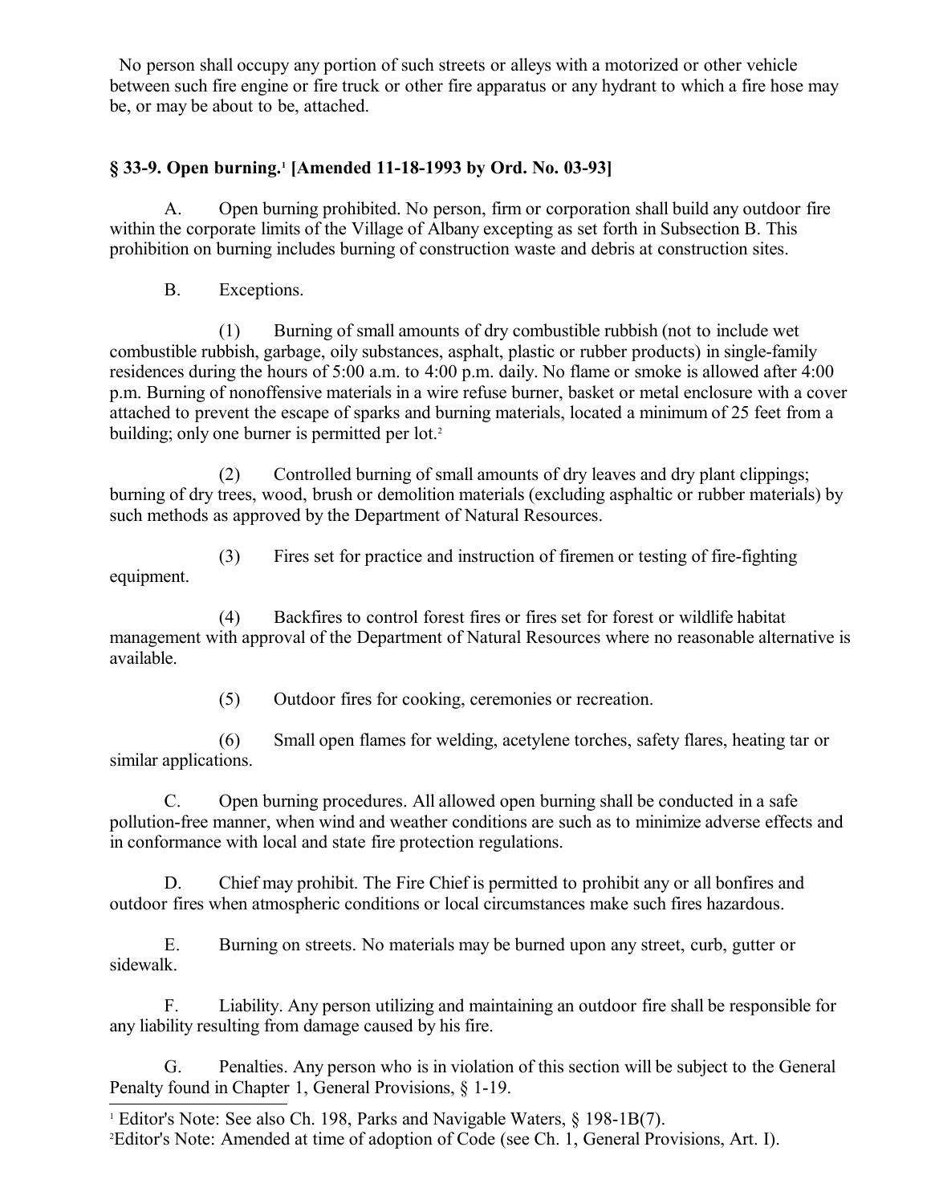No person shall occupy any portion of such streets or alleys with a motorized or other vehicle between such fire engine or fire truck or other fire apparatus or any hydrant to which a fire hose may be, or may be about to be, attached.

### § 33-9. Open burning.[1] [Amended 11-18-1993 by Ord. No. 03-93]

A. Open burning prohibited. No person, firm or corporation shall build any outdoor fire within the corporate limits of the Village of Albany excepting as set forth in Subsection B. This prohibition on burning includes burning of construction waste and debris at construction sites.

B. Exceptions.

(1) Burning of small amounts of dry combustible rubbish (not to include wet combustible rubbish, garbage, oily substances, asphalt, plastic or rubber products) in single-family residences during the hours of 5:00 a.m. to 4:00 p.m. daily. No flame or smoke is allowed after 4:00 p.m. Burning of nonoffensive materials in a wire refuse burner, basket or metal enclosure with a cover attached to prevent the escape of sparks and burning materials, located a minimum of 25 feet from a building; only one burner is permitted per lot.[2]

(2) Controlled burning of small amounts of dry leaves and dry plant clippings; burning of dry trees, wood, brush or demolition materials (excluding asphaltic or rubber materials) by such methods as approved by the Department of Natural Resources.

(3) Fires set for practice and instruction of firemen or testing of fire-fighting equipment.

(4) Backfires to control forest fires or fires set for forest or wildlife habitat management with approval of the Department of Natural Resources where no reasonable alternative is available.

(5) Outdoor fires for cooking, ceremonies or recreation.

(6) Small open flames for welding, acetylene torches, safety flares, heating tar or similar applications.

C. Open burning procedures. All allowed open burning shall be conducted in a safe pollution-free manner, when wind and weather conditions are such as to minimize adverse effects and in conformance with local and state fire protection regulations.

D. Chief may prohibit. The Fire Chief is permitted to prohibit any or all bonfires and outdoor fires when atmospheric conditions or local circumstances make such fires hazardous.

E. Burning on streets. No materials may be burned upon any street, curb, gutter or sidewalk.

F. Liability. Any person utilizing and maintaining an outdoor fire shall be responsible for any liability resulting from damage caused by his fire.

G. Penalties. Any person who is in violation of this section will be subject to the General Penalty found in Chapter 1, General Provisions, § 1-19.

---

[1] Editor's Note: See also Ch. 198, Parks and Navigable Waters, § 198-1B(7).

[2] Editor's Note: Amended at time of adoption of Code (see Ch. 1, General Provisions, Art. I).